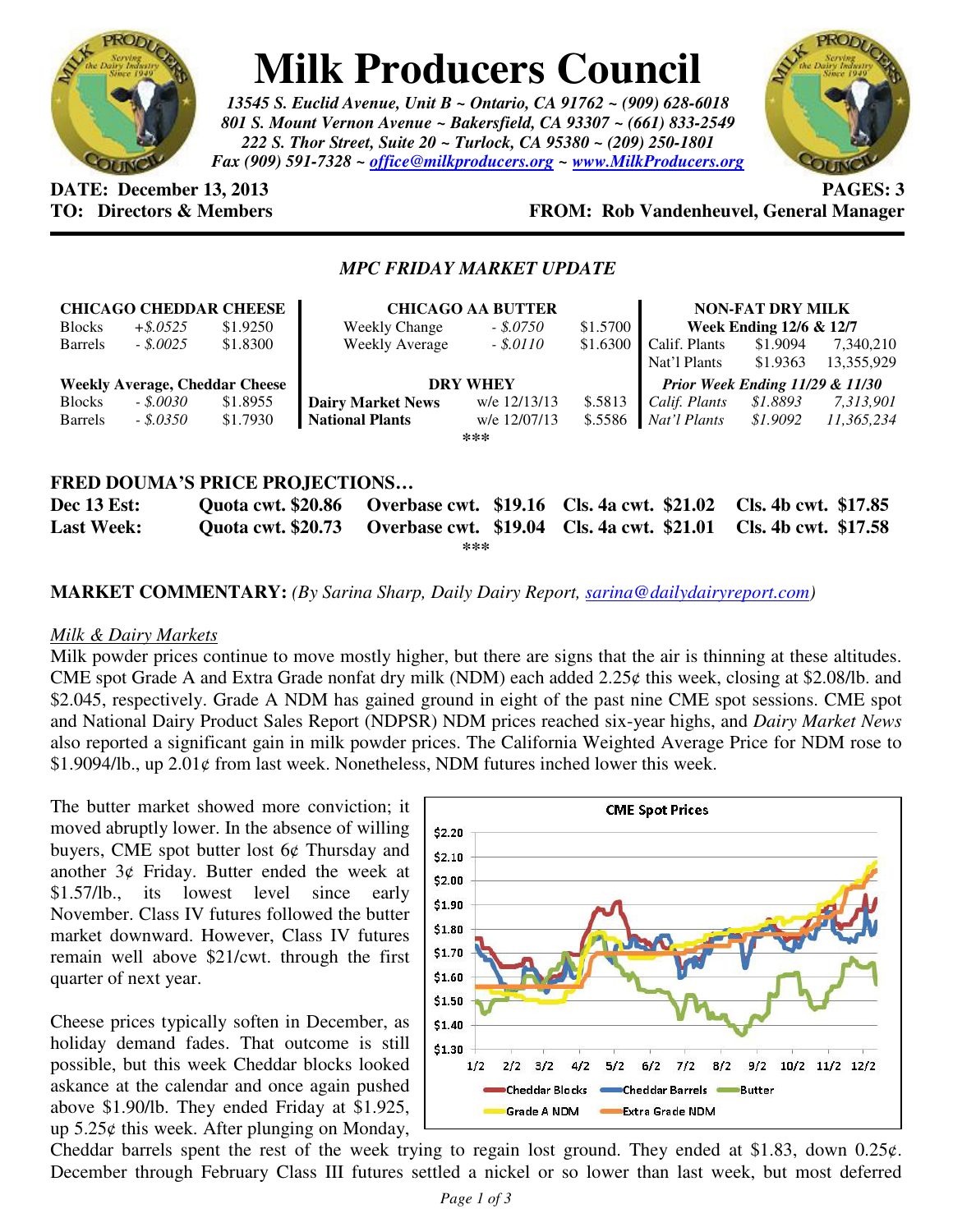# Milk Producers Council

*13545 S. Euclid Avenue, Unit B ~ Ontario, CA 91762 ~ (909) 628-6018*
*801 S. Mount Vernon Avenue ~ Bakersfield, CA 93307 ~ (661) 833-2549*
*222 S. Thor Street, Suite 20 ~ Turlock, CA 95380 ~ (209) 250-1801*
*Fax (909) 591-7328 ~ office@milkproducers.org ~ www.MilkProducers.org*

**DATE: December 13, 2013** **PAGES: 3**
**TO: Directors & Members** **FROM: Rob Vandenheuvel, General Manager**

## *MPC FRIDAY MARKET UPDATE*

| **CHICAGO CHEDDAR CHEESE** | | |
|---|---|---|
| Blocks | *+$.0525* | $1.9250 |
| Barrels | *- $.0025* | $1.8300 |
| **Weekly Average, Cheddar Cheese** | | |
| Blocks | *- $.0030* | $1.8955 |
| Barrels | *- $.0350* | $1.7930 |

| **CHICAGO AA BUTTER** | | |
|---|---|---|
| Weekly Change | *- $.0750* | $1.5700 |
| Weekly Average | *- $.0110* | $1.6300 |
| **DRY WHEY** | | |
| **Dairy Market News** | w/e 12/13/13 | $.5813 |
| **National Plants** | w/e 12/07/13 | $.5586 |

| **NON-FAT DRY MILK** | | |
|---|---|---|
| **Week Ending 12/6 & 12/7** | | |
| Calif. Plants | $1.9094 | 7,340,210 |
| Nat'l Plants | $1.9363 | 13,355,929 |
| ***Prior Week Ending 11/29 & 11/30*** | | |
| *Calif. Plants* | *$1.8893* | *7,313,901* |
| *Nat'l Plants* | *$1.9092* | *11,365,234* |

***

**FRED DOUMA'S PRICE PROJECTIONS…**

| | | | | |
|---|---|---|---|---|
| **Dec 13 Est:** | **Quota cwt. $20.86** | **Overbase cwt. $19.16** | **Cls. 4a cwt. $21.02** | **Cls. 4b cwt. $17.85** |
| **Last Week:** | **Quota cwt. $20.73** | **Overbase cwt. $19.04** | **Cls. 4a cwt. $21.01** | **Cls. 4b cwt. $17.58** |

***

**MARKET COMMENTARY:** *(By Sarina Sharp, Daily Dairy Report, sarina@dailydairyreport.com)*

*Milk & Dairy Markets*

Milk powder prices continue to move mostly higher, but there are signs that the air is thinning at these altitudes. CME spot Grade A and Extra Grade nonfat dry milk (NDM) each added 2.25¢ this week, closing at $2.08/lb. and $2.045, respectively. Grade A NDM has gained ground in eight of the past nine CME spot sessions. CME spot and National Dairy Product Sales Report (NDPSR) NDM prices reached six-year highs, and *Dairy Market News* also reported a significant gain in milk powder prices. The California Weighted Average Price for NDM rose to $1.9094/lb., up 2.01¢ from last week. Nonetheless, NDM futures inched lower this week.

The butter market showed more conviction; it moved abruptly lower. In the absence of willing buyers, CME spot butter lost 6¢ Thursday and another 3¢ Friday. Butter ended the week at $1.57/lb., its lowest level since early November. Class IV futures followed the butter market downward. However, Class IV futures remain well above $21/cwt. through the first quarter of next year.

Cheese prices typically soften in December, as holiday demand fades. That outcome is still possible, but this week Cheddar blocks looked askance at the calendar and once again pushed above $1.90/lb. They ended Friday at $1.925, up 5.25¢ this week. After plunging on Monday, Cheddar barrels spent the rest of the week trying to regain lost ground. They ended at $1.83, down 0.25¢. December through February Class III futures settled a nickel or so lower than last week, but most deferred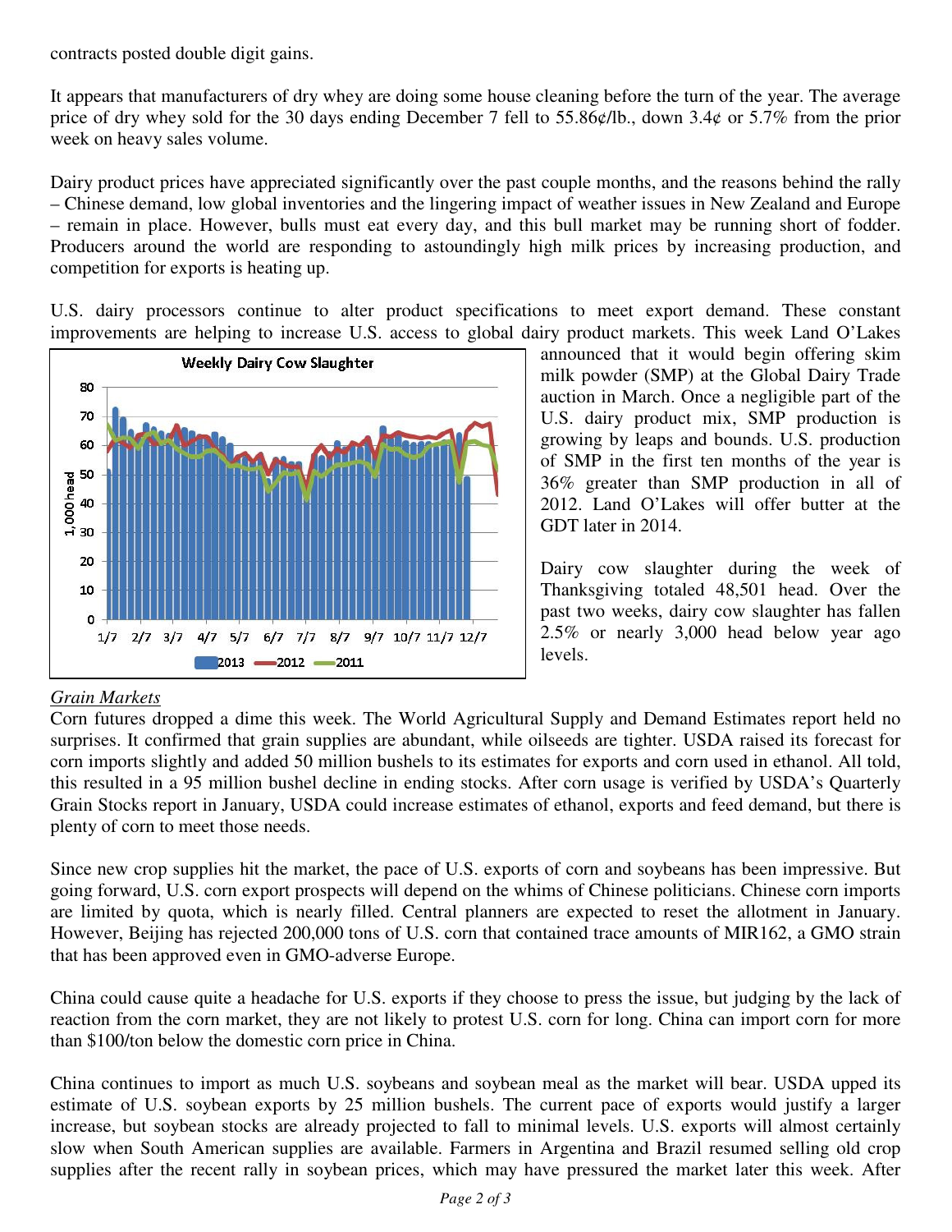contracts posted double digit gains.

It appears that manufacturers of dry whey are doing some house cleaning before the turn of the year. The average price of dry whey sold for the 30 days ending December 7 fell to 55.86¢/lb., down 3.4¢ or 5.7% from the prior week on heavy sales volume.

Dairy product prices have appreciated significantly over the past couple months, and the reasons behind the rally – Chinese demand, low global inventories and the lingering impact of weather issues in New Zealand and Europe – remain in place. However, bulls must eat every day, and this bull market may be running short of fodder. Producers around the world are responding to astoundingly high milk prices by increasing production, and competition for exports is heating up.

U.S. dairy processors continue to alter product specifications to meet export demand. These constant improvements are helping to increase U.S. access to global dairy product markets. This week Land O'Lakes announced that it would begin offering skim milk powder (SMP) at the Global Dairy Trade auction in March. Once a negligible part of the U.S. dairy product mix, SMP production is growing by leaps and bounds. U.S. production of SMP in the first ten months of the year is 36% greater than SMP production in all of 2012. Land O'Lakes will offer butter at the GDT later in 2014.

Dairy cow slaughter during the week of Thanksgiving totaled 48,501 head. Over the past two weeks, dairy cow slaughter has fallen 2.5% or nearly 3,000 head below year ago levels.

*Grain Markets*

Corn futures dropped a dime this week. The World Agricultural Supply and Demand Estimates report held no surprises. It confirmed that grain supplies are abundant, while oilseeds are tighter. USDA raised its forecast for corn imports slightly and added 50 million bushels to its estimates for exports and corn used in ethanol. All told, this resulted in a 95 million bushel decline in ending stocks. After corn usage is verified by USDA's Quarterly Grain Stocks report in January, USDA could increase estimates of ethanol, exports and feed demand, but there is plenty of corn to meet those needs.

Since new crop supplies hit the market, the pace of U.S. exports of corn and soybeans has been impressive. But going forward, U.S. corn export prospects will depend on the whims of Chinese politicians. Chinese corn imports are limited by quota, which is nearly filled. Central planners are expected to reset the allotment in January. However, Beijing has rejected 200,000 tons of U.S. corn that contained trace amounts of MIR162, a GMO strain that has been approved even in GMO-adverse Europe.

China could cause quite a headache for U.S. exports if they choose to press the issue, but judging by the lack of reaction from the corn market, they are not likely to protest U.S. corn for long. China can import corn for more than $100/ton below the domestic corn price in China.

China continues to import as much U.S. soybeans and soybean meal as the market will bear. USDA upped its estimate of U.S. soybean exports by 25 million bushels. The current pace of exports would justify a larger increase, but soybean stocks are already projected to fall to minimal levels. U.S. exports will almost certainly slow when South American supplies are available. Farmers in Argentina and Brazil resumed selling old crop supplies after the recent rally in soybean prices, which may have pressured the market later this week. After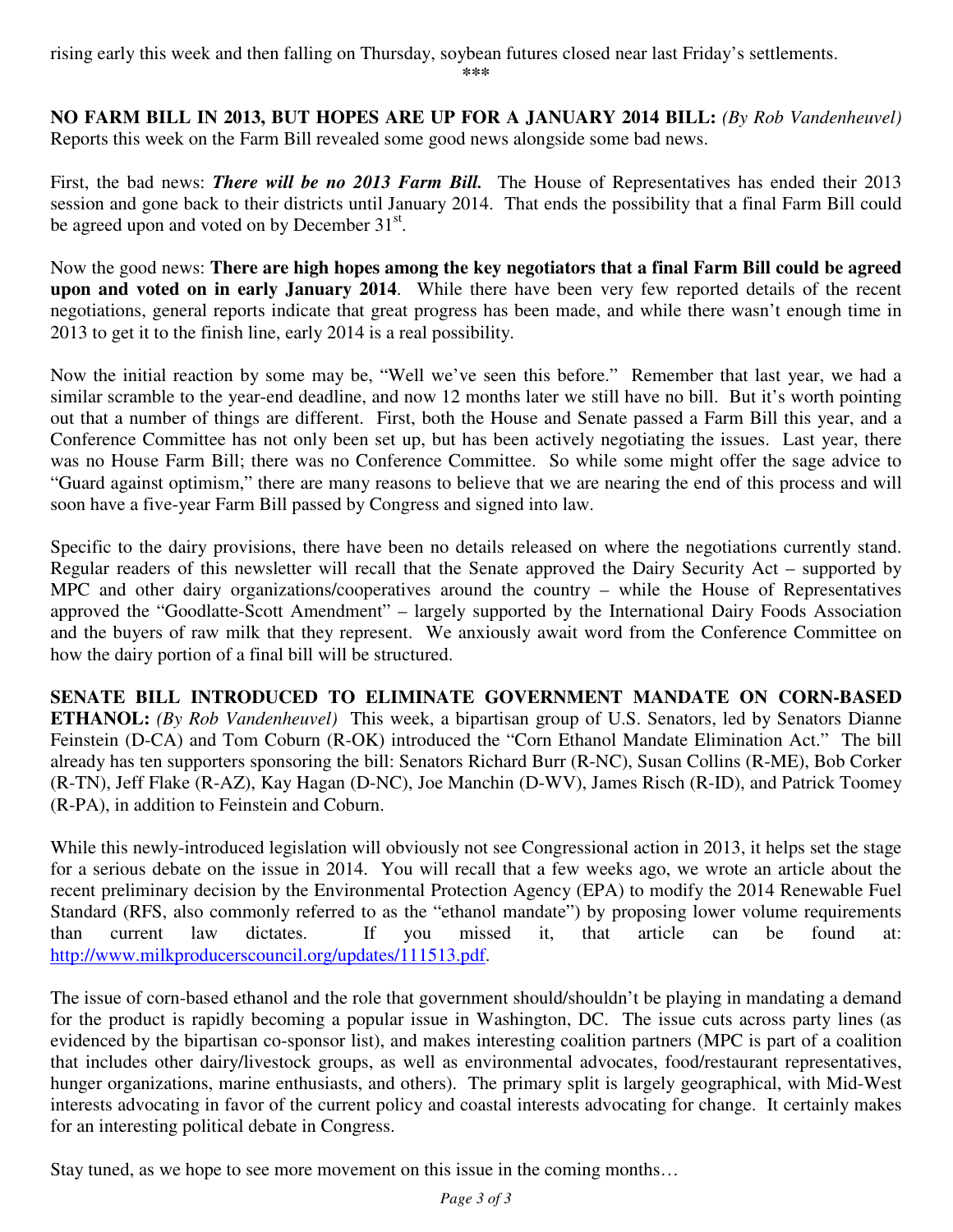rising early this week and then falling on Thursday, soybean futures closed near last Friday's settlements.

***

**NO FARM BILL IN 2013, BUT HOPES ARE UP FOR A JANUARY 2014 BILL:** *(By Rob Vandenheuvel)* Reports this week on the Farm Bill revealed some good news alongside some bad news.

First, the bad news: ***There will be no 2013 Farm Bill.*** The House of Representatives has ended their 2013 session and gone back to their districts until January 2014. That ends the possibility that a final Farm Bill could be agreed upon and voted on by December 31st.

Now the good news: **There are high hopes among the key negotiators that a final Farm Bill could be agreed upon and voted on in early January 2014**. While there have been very few reported details of the recent negotiations, general reports indicate that great progress has been made, and while there wasn't enough time in 2013 to get it to the finish line, early 2014 is a real possibility.

Now the initial reaction by some may be, "Well we've seen this before." Remember that last year, we had a similar scramble to the year-end deadline, and now 12 months later we still have no bill. But it's worth pointing out that a number of things are different. First, both the House and Senate passed a Farm Bill this year, and a Conference Committee has not only been set up, but has been actively negotiating the issues. Last year, there was no House Farm Bill; there was no Conference Committee. So while some might offer the sage advice to "Guard against optimism," there are many reasons to believe that we are nearing the end of this process and will soon have a five-year Farm Bill passed by Congress and signed into law.

Specific to the dairy provisions, there have been no details released on where the negotiations currently stand. Regular readers of this newsletter will recall that the Senate approved the Dairy Security Act – supported by MPC and other dairy organizations/cooperatives around the country – while the House of Representatives approved the "Goodlatte-Scott Amendment" – largely supported by the International Dairy Foods Association and the buyers of raw milk that they represent. We anxiously await word from the Conference Committee on how the dairy portion of a final bill will be structured.

**SENATE BILL INTRODUCED TO ELIMINATE GOVERNMENT MANDATE ON CORN-BASED ETHANOL:** *(By Rob Vandenheuvel)* This week, a bipartisan group of U.S. Senators, led by Senators Dianne Feinstein (D-CA) and Tom Coburn (R-OK) introduced the "Corn Ethanol Mandate Elimination Act." The bill already has ten supporters sponsoring the bill: Senators Richard Burr (R-NC), Susan Collins (R-ME), Bob Corker (R-TN), Jeff Flake (R-AZ), Kay Hagan (D-NC), Joe Manchin (D-WV), James Risch (R-ID), and Patrick Toomey (R-PA), in addition to Feinstein and Coburn.

While this newly-introduced legislation will obviously not see Congressional action in 2013, it helps set the stage for a serious debate on the issue in 2014. You will recall that a few weeks ago, we wrote an article about the recent preliminary decision by the Environmental Protection Agency (EPA) to modify the 2014 Renewable Fuel Standard (RFS, also commonly referred to as the "ethanol mandate") by proposing lower volume requirements than current law dictates. If you missed it, that article can be found at: http://www.milkproducerscouncil.org/updates/111513.pdf.

The issue of corn-based ethanol and the role that government should/shouldn't be playing in mandating a demand for the product is rapidly becoming a popular issue in Washington, DC. The issue cuts across party lines (as evidenced by the bipartisan co-sponsor list), and makes interesting coalition partners (MPC is part of a coalition that includes other dairy/livestock groups, as well as environmental advocates, food/restaurant representatives, hunger organizations, marine enthusiasts, and others). The primary split is largely geographical, with Mid-West interests advocating in favor of the current policy and coastal interests advocating for change. It certainly makes for an interesting political debate in Congress.

Stay tuned, as we hope to see more movement on this issue in the coming months…